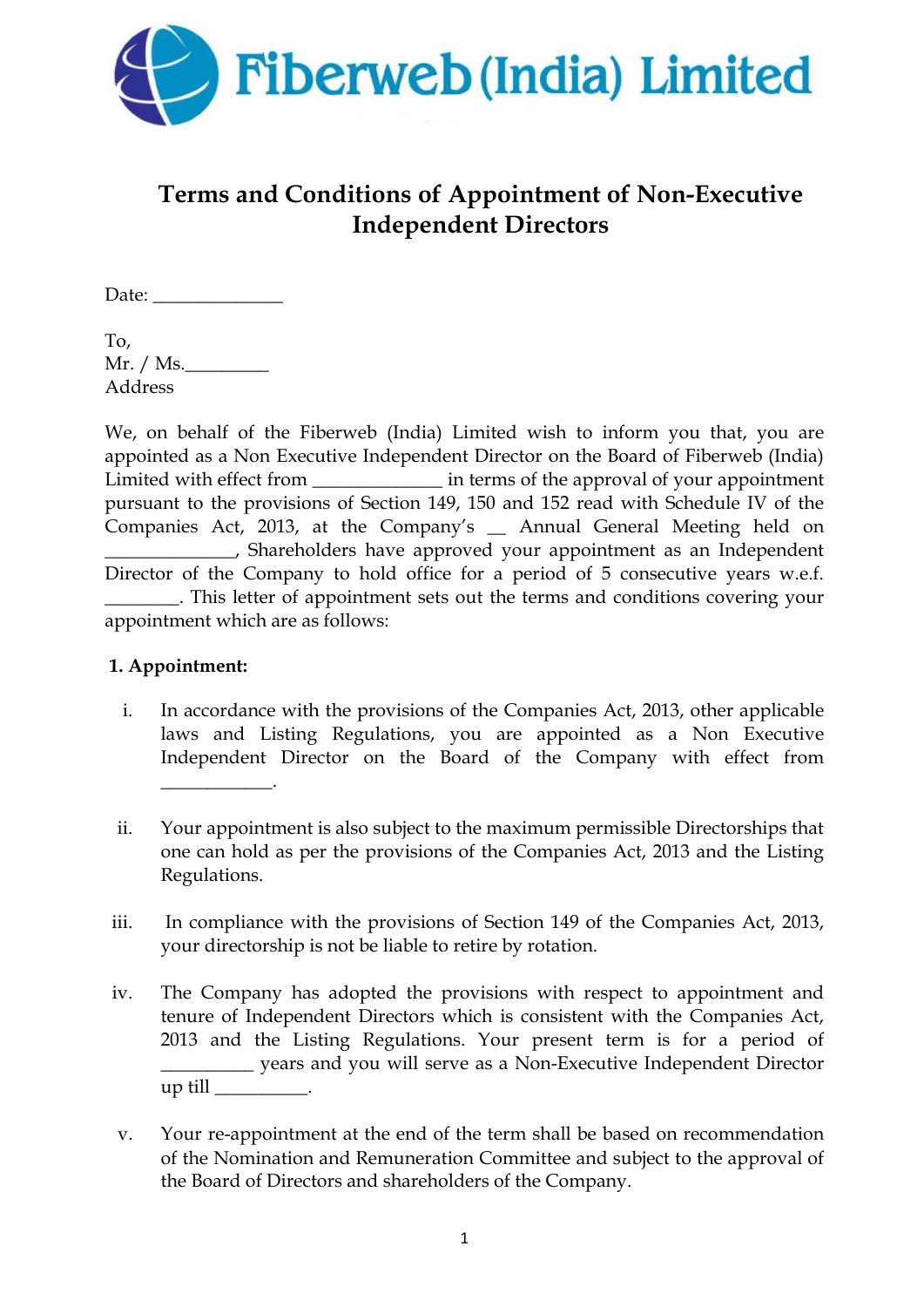Fiberweb (India) Limited

# Terms and Conditions of Appointment of Non-Executive Independent Directors

Date: ______________

To,
Mr. / Ms._________
Address

We, on behalf of the Fiberweb (India) Limited wish to inform you that, you are appointed as a Non Executive Independent Director on the Board of Fiberweb (India) Limited with effect from ______________ in terms of the approval of your appointment pursuant to the provisions of Section 149, 150 and 152 read with Schedule IV of the Companies Act, 2013, at the Company's __ Annual General Meeting held on ______________, Shareholders have approved your appointment as an Independent Director of the Company to hold office for a period of 5 consecutive years w.e.f. ________. This letter of appointment sets out the terms and conditions covering your appointment which are as follows:

**1. Appointment:**

i. In accordance with the provisions of the Companies Act, 2013, other applicable laws and Listing Regulations, you are appointed as a Non Executive Independent Director on the Board of the Company with effect from ____________.

ii. Your appointment is also subject to the maximum permissible Directorships that one can hold as per the provisions of the Companies Act, 2013 and the Listing Regulations.

iii. In compliance with the provisions of Section 149 of the Companies Act, 2013, your directorship is not be liable to retire by rotation.

iv. The Company has adopted the provisions with respect to appointment and tenure of Independent Directors which is consistent with the Companies Act, 2013 and the Listing Regulations. Your present term is for a period of __________ years and you will serve as a Non-Executive Independent Director up till __________.

v. Your re-appointment at the end of the term shall be based on recommendation of the Nomination and Remuneration Committee and subject to the approval of the Board of Directors and shareholders of the Company.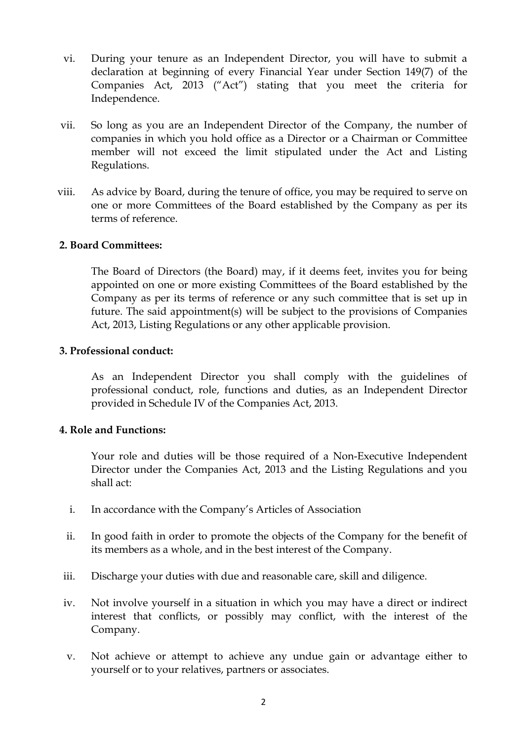vi. During your tenure as an Independent Director, you will have to submit a declaration at beginning of every Financial Year under Section 149(7) of the Companies Act, 2013 ("Act") stating that you meet the criteria for Independence.

vii. So long as you are an Independent Director of the Company, the number of companies in which you hold office as a Director or a Chairman or Committee member will not exceed the limit stipulated under the Act and Listing Regulations.

viii. As advice by Board, during the tenure of office, you may be required to serve on one or more Committees of the Board established by the Company as per its terms of reference.

**2. Board Committees:**

The Board of Directors (the Board) may, if it deems feet, invites you for being appointed on one or more existing Committees of the Board established by the Company as per its terms of reference or any such committee that is set up in future. The said appointment(s) will be subject to the provisions of Companies Act, 2013, Listing Regulations or any other applicable provision.

**3. Professional conduct:**

As an Independent Director you shall comply with the guidelines of professional conduct, role, functions and duties, as an Independent Director provided in Schedule IV of the Companies Act, 2013.

**4. Role and Functions:**

Your role and duties will be those required of a Non-Executive Independent Director under the Companies Act, 2013 and the Listing Regulations and you shall act:

i. In accordance with the Company's Articles of Association

ii. In good faith in order to promote the objects of the Company for the benefit of its members as a whole, and in the best interest of the Company.

iii. Discharge your duties with due and reasonable care, skill and diligence.

iv. Not involve yourself in a situation in which you may have a direct or indirect interest that conflicts, or possibly may conflict, with the interest of the Company.

v. Not achieve or attempt to achieve any undue gain or advantage either to yourself or to your relatives, partners or associates.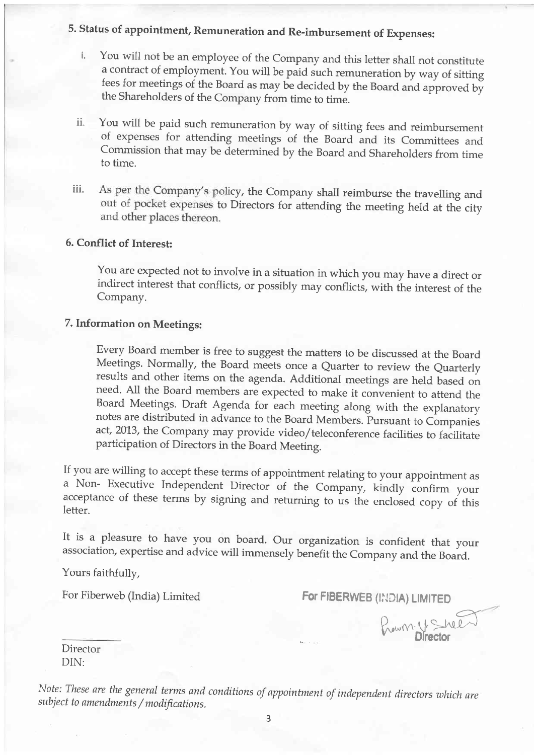## 5. Status of appointment, Remuneration and Re-imbursement of Expenses:

i. You will not be an employee of the Company and this letter shall not constitute a contract of employment. You will be paid such remuneration by way of sitting fees for meetings of the Board as may be decided by the Board and approved by the Shareholders of the Company from time to time.

ii. You will be paid such remuneration by way of sitting fees and reimbursement of expenses for attending meetings of the Board and its Committees and Commission that may be determined by the Board and Shareholders from time to time.

iii. As per the Company's policy, the Company shall reimburse the travelling and out of pocket expenses to Directors for attending the meeting held at the city and other places thereon.

## 6. Conflict of Interest:

You are expected not to involve in a situation in which you may have a direct or indirect interest that conflicts, or possibly may conflicts, with the interest of the Company.

## 7. Information on Meetings:

Every Board member is free to suggest the matters to be discussed at the Board Meetings. Normally, the Board meets once a Quarter to review the Quarterly results and other items on the agenda. Additional meetings are held based on need. All the Board members are expected to make it convenient to attend the Board Meetings. Draft Agenda for each meeting along with the explanatory notes are distributed in advance to the Board Members. Pursuant to Companies act, 2013, the Company may provide video/teleconference facilities to facilitate participation of Directors in the Board Meeting.

If you are willing to accept these terms of appointment relating to your appointment as a Non- Executive Independent Director of the Company, kindly confirm your acceptance of these terms by signing and returning to us the enclosed copy of this letter.

It is a pleasure to have you on board. Our organization is confident that your association, expertise and advice will immensely benefit the Company and the Board.

Yours faithfully,

For Fiberweb (India) Limited

**For FIBERWEB (INDIA) LIMITED**

Pravin V. Sheth

**Director**

Director
DIN:

*Note: These are the general terms and conditions of appointment of independent directors which are subject to amendments / modifications.*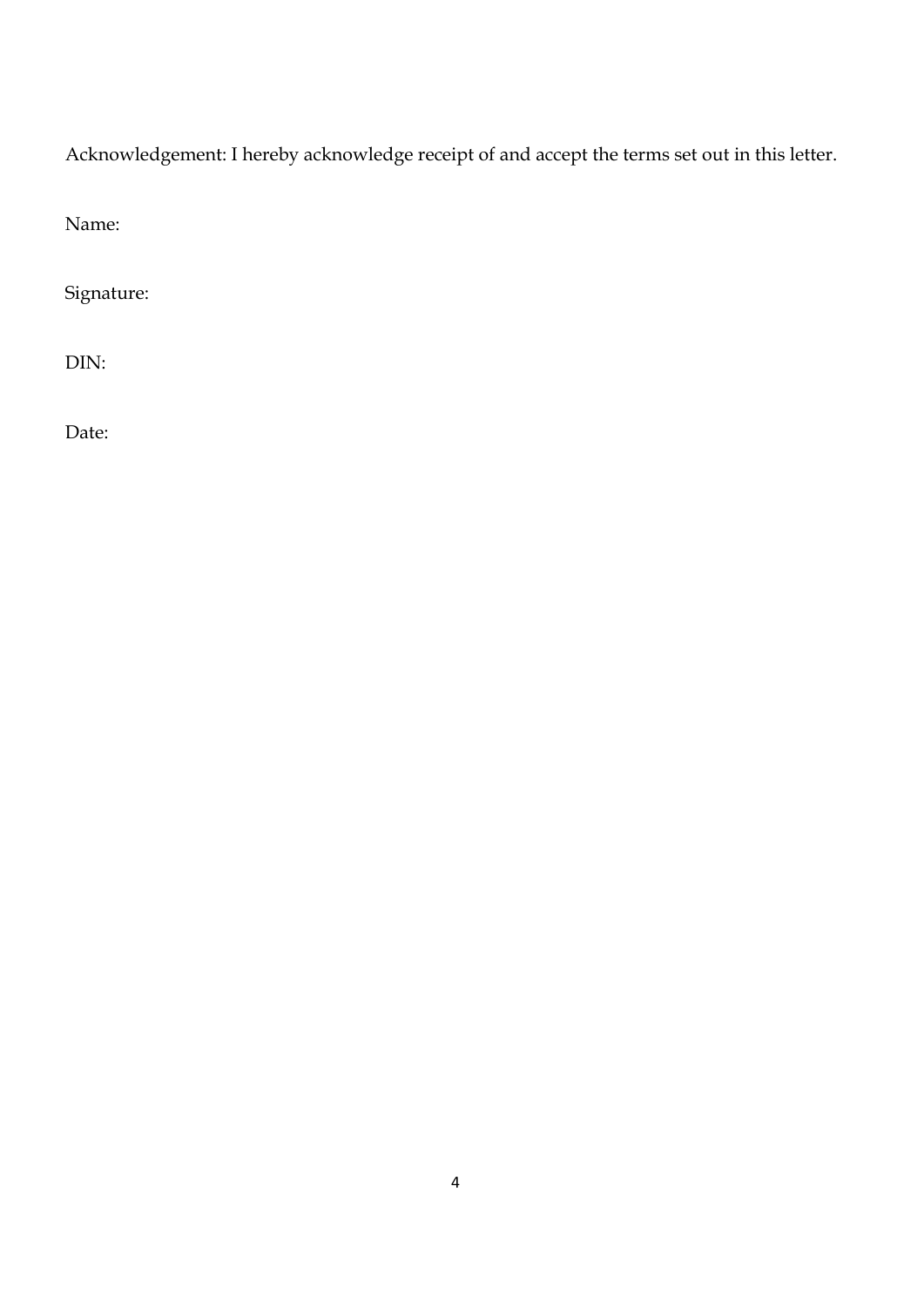Acknowledgement: I hereby acknowledge receipt of and accept the terms set out in this letter.

Name:

Signature:

DIN:

Date: